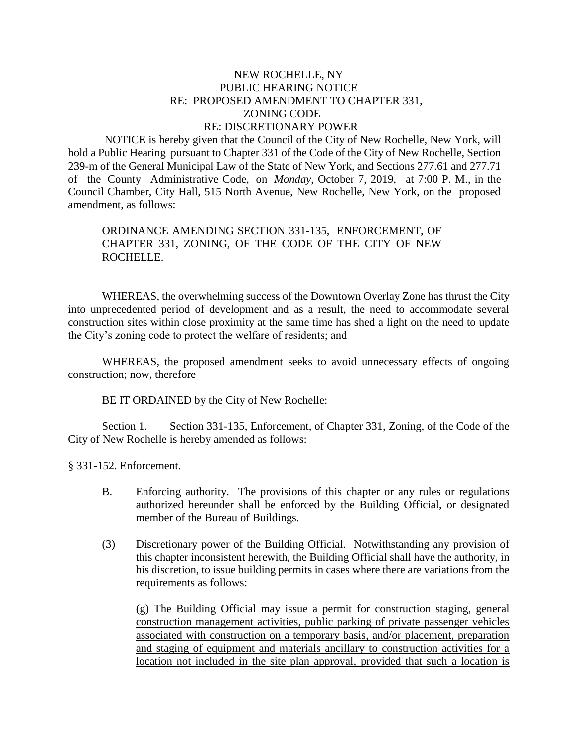NEW ROCHELLE, NY
PUBLIC HEARING NOTICE
RE: PROPOSED AMENDMENT TO CHAPTER 331,
ZONING CODE
RE: DISCRETIONARY POWER

NOTICE is hereby given that the Council of the City of New Rochelle, New York, will hold a Public Hearing pursuant to Chapter 331 of the Code of the City of New Rochelle, Section 239-m of the General Municipal Law of the State of New York, and Sections 277.61 and 277.71 of the County Administrative Code, on *Monday*, October 7, 2019, at 7:00 P. M., in the Council Chamber, City Hall, 515 North Avenue, New Rochelle, New York, on the proposed amendment, as follows:

ORDINANCE AMENDING SECTION 331-135, ENFORCEMENT, OF CHAPTER 331, ZONING, OF THE CODE OF THE CITY OF NEW ROCHELLE.

WHEREAS, the overwhelming success of the Downtown Overlay Zone has thrust the City into unprecedented period of development and as a result, the need to accommodate several construction sites within close proximity at the same time has shed a light on the need to update the City's zoning code to protect the welfare of residents; and

WHEREAS, the proposed amendment seeks to avoid unnecessary effects of ongoing construction; now, therefore

BE IT ORDAINED by the City of New Rochelle:

Section 1. Section 331-135, Enforcement, of Chapter 331, Zoning, of the Code of the City of New Rochelle is hereby amended as follows:

§ 331-152. Enforcement.

B. Enforcing authority. The provisions of this chapter or any rules or regulations authorized hereunder shall be enforced by the Building Official, or designated member of the Bureau of Buildings.

(3) Discretionary power of the Building Official. Notwithstanding any provision of this chapter inconsistent herewith, the Building Official shall have the authority, in his discretion, to issue building permits in cases where there are variations from the requirements as follows:

<u>(g) The Building Official may issue a permit for construction staging, general construction management activities, public parking of private passenger vehicles associated with construction on a temporary basis, and/or placement, preparation and staging of equipment and materials ancillary to construction activities for a location not included in the site plan approval, provided that such a location is</u>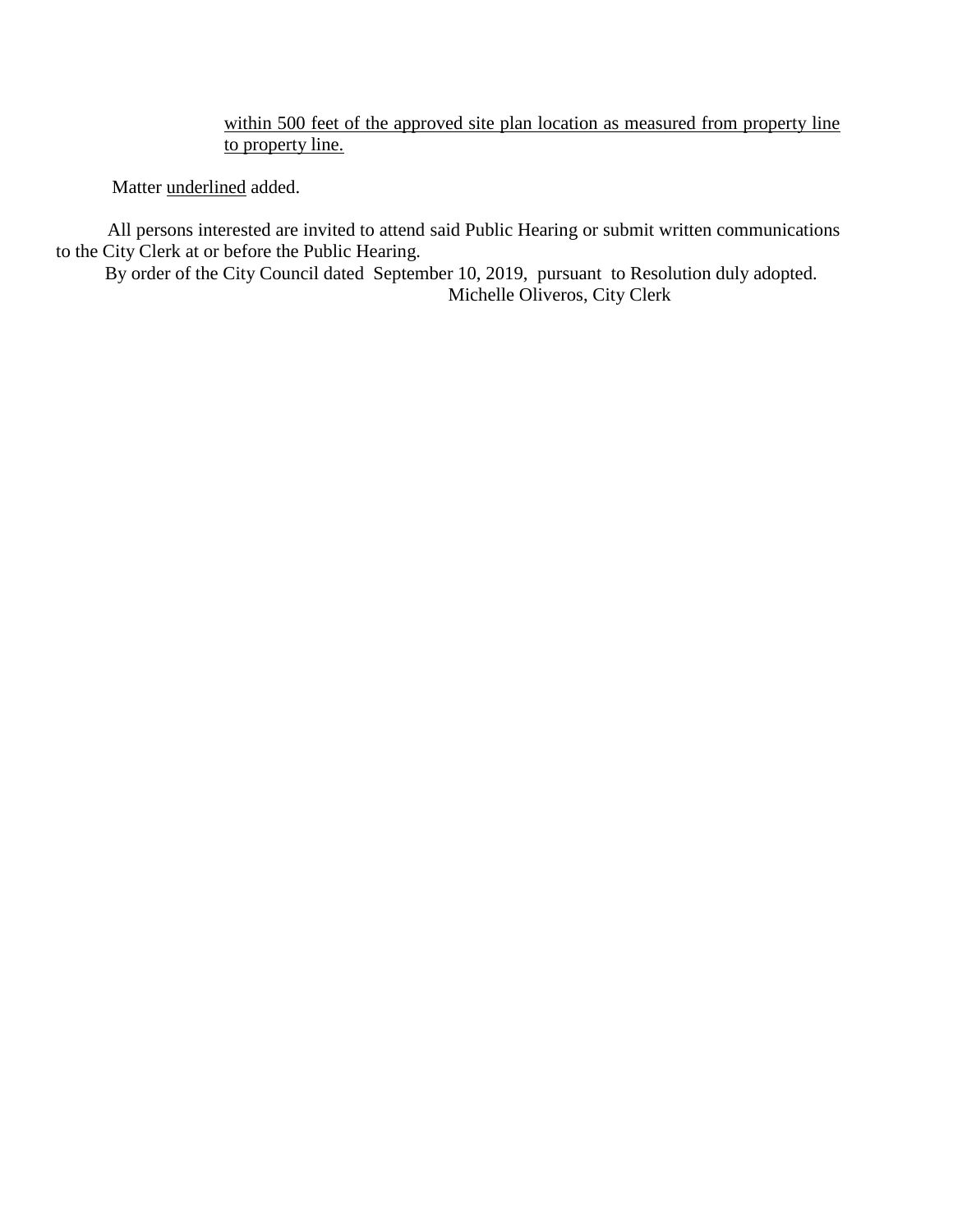within 500 feet of the approved site plan location as measured from property line to property line.

Matter underlined added.

All persons interested are invited to attend said Public Hearing or submit written communications to the City Clerk at or before the Public Hearing.

By order of the City Council dated September 10, 2019, pursuant to Resolution duly adopted.

Michelle Oliveros, City Clerk